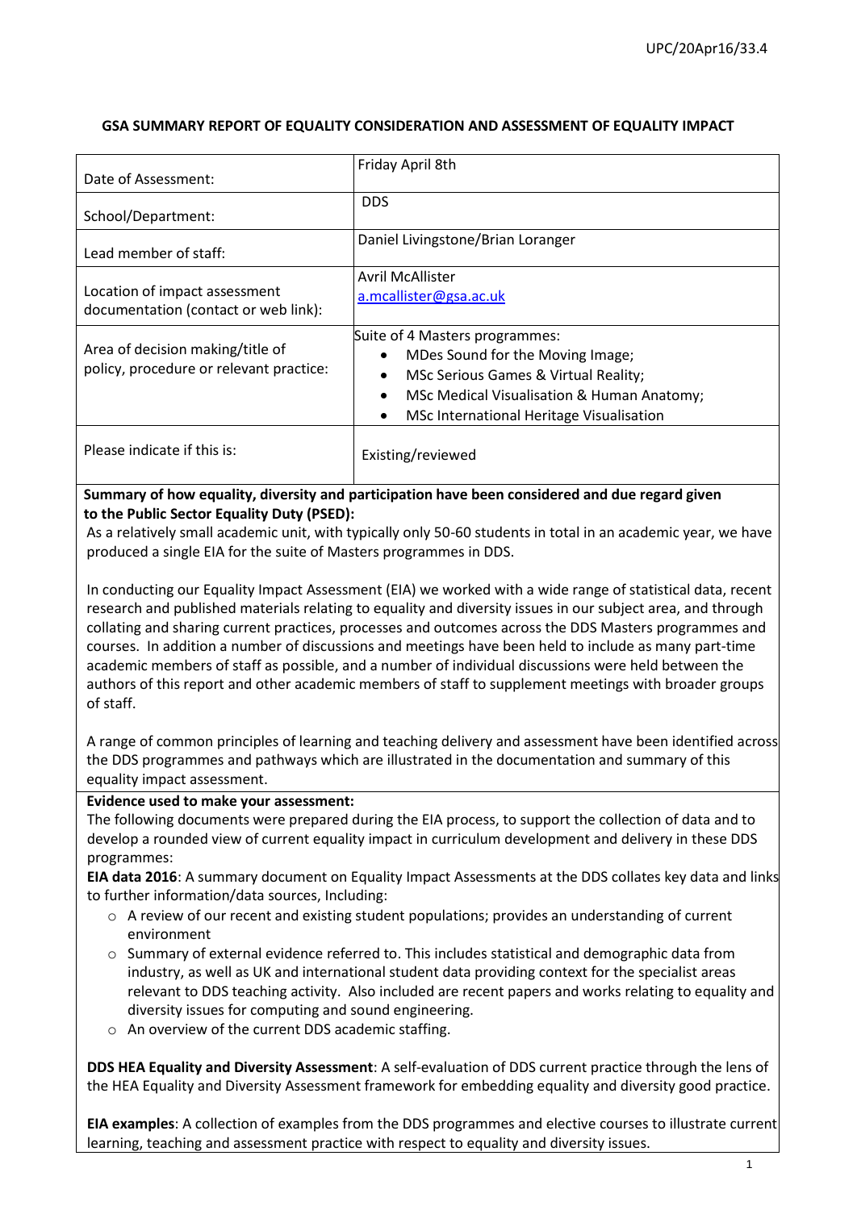UPC/20Apr16/33.4

## GSA SUMMARY REPORT OF EQUALITY CONSIDERATION AND ASSESSMENT OF EQUALITY IMPACT

| | |
|---|---|
| Date of Assessment: | Friday April 8th |
| School/Department: | DDS |
| Lead member of staff: | Daniel Livingstone/Brian Loranger |
| Location of impact assessment documentation (contact or web link): | Avril McAllister<br>a.mcallister@gsa.ac.uk |
| Area of decision making/title of policy, procedure or relevant practice: | Suite of 4 Masters programmes:<br>• MDes Sound for the Moving Image;<br>• MSc Serious Games & Virtual Reality;<br>• MSc Medical Visualisation & Human Anatomy;<br>• MSc International Heritage Visualisation |
| Please indicate if this is: | Existing/reviewed |

**Summary of how equality, diversity and participation have been considered and due regard given to the Public Sector Equality Duty (PSED):**

As a relatively small academic unit, with typically only 50-60 students in total in an academic year, we have produced a single EIA for the suite of Masters programmes in DDS.

In conducting our Equality Impact Assessment (EIA) we worked with a wide range of statistical data, recent research and published materials relating to equality and diversity issues in our subject area, and through collating and sharing current practices, processes and outcomes across the DDS Masters programmes and courses. In addition a number of discussions and meetings have been held to include as many part-time academic members of staff as possible, and a number of individual discussions were held between the authors of this report and other academic members of staff to supplement meetings with broader groups of staff.

A range of common principles of learning and teaching delivery and assessment have been identified across the DDS programmes and pathways which are illustrated in the documentation and summary of this equality impact assessment.

**Evidence used to make your assessment:**

The following documents were prepared during the EIA process, to support the collection of data and to develop a rounded view of current equality impact in curriculum development and delivery in these DDS programmes:

**EIA data 2016**: A summary document on Equality Impact Assessments at the DDS collates key data and links to further information/data sources, Including:

- A review of our recent and existing student populations; provides an understanding of current environment
- Summary of external evidence referred to. This includes statistical and demographic data from industry, as well as UK and international student data providing context for the specialist areas relevant to DDS teaching activity. Also included are recent papers and works relating to equality and diversity issues for computing and sound engineering.
- An overview of the current DDS academic staffing.

**DDS HEA Equality and Diversity Assessment**: A self-evaluation of DDS current practice through the lens of the HEA Equality and Diversity Assessment framework for embedding equality and diversity good practice.

**EIA examples**: A collection of examples from the DDS programmes and elective courses to illustrate current learning, teaching and assessment practice with respect to equality and diversity issues.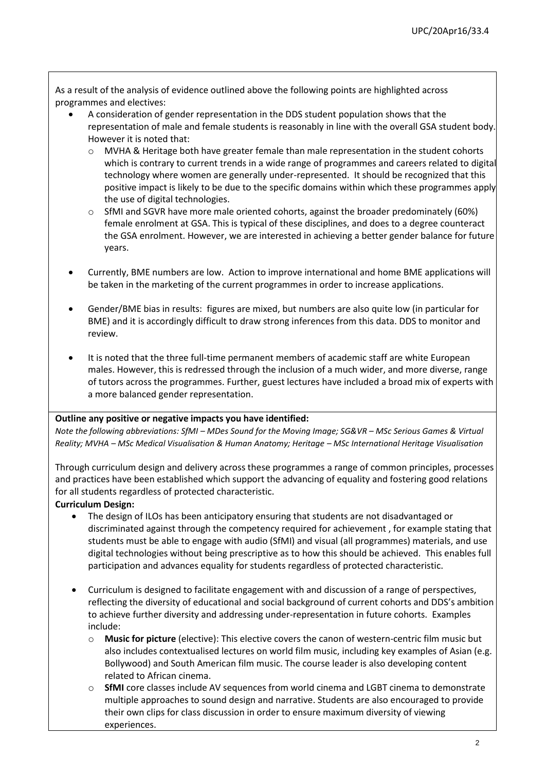As a result of the analysis of evidence outlined above the following points are highlighted across programmes and electives:

- A consideration of gender representation in the DDS student population shows that the representation of male and female students is reasonably in line with the overall GSA student body. However it is noted that:
  - MVHA & Heritage both have greater female than male representation in the student cohorts which is contrary to current trends in a wide range of programmes and careers related to digital technology where women are generally under-represented. It should be recognized that this positive impact is likely to be due to the specific domains within which these programmes apply the use of digital technologies.
  - SfMI and SGVR have more male oriented cohorts, against the broader predominately (60%) female enrolment at GSA. This is typical of these disciplines, and does to a degree counteract the GSA enrolment. However, we are interested in achieving a better gender balance for future years.

- Currently, BME numbers are low. Action to improve international and home BME applications will be taken in the marketing of the current programmes in order to increase applications.

- Gender/BME bias in results: figures are mixed, but numbers are also quite low (in particular for BME) and it is accordingly difficult to draw strong inferences from this data. DDS to monitor and review.

- It is noted that the three full-time permanent members of academic staff are white European males. However, this is redressed through the inclusion of a much wider, and more diverse, range of tutors across the programmes. Further, guest lectures have included a broad mix of experts with a more balanced gender representation.

**Outline any positive or negative impacts you have identified:**

*Note the following abbreviations: SfMI – MDes Sound for the Moving Image; SG&VR – MSc Serious Games & Virtual Reality; MVHA – MSc Medical Visualisation & Human Anatomy; Heritage – MSc International Heritage Visualisation*

Through curriculum design and delivery across these programmes a range of common principles, processes and practices have been established which support the advancing of equality and fostering good relations for all students regardless of protected characteristic.

**Curriculum Design:**

- The design of ILOs has been anticipatory ensuring that students are not disadvantaged or discriminated against through the competency required for achievement , for example stating that students must be able to engage with audio (SfMI) and visual (all programmes) materials, and use digital technologies without being prescriptive as to how this should be achieved. This enables full participation and advances equality for students regardless of protected characteristic.

- Curriculum is designed to facilitate engagement with and discussion of a range of perspectives, reflecting the diversity of educational and social background of current cohorts and DDS's ambition to achieve further diversity and addressing under-representation in future cohorts. Examples include:
  - **Music for picture** (elective): This elective covers the canon of western-centric film music but also includes contextualised lectures on world film music, including key examples of Asian (e.g. Bollywood) and South American film music. The course leader is also developing content related to African cinema.
  - **SfMI** core classes include AV sequences from world cinema and LGBT cinema to demonstrate multiple approaches to sound design and narrative. Students are also encouraged to provide their own clips for class discussion in order to ensure maximum diversity of viewing experiences.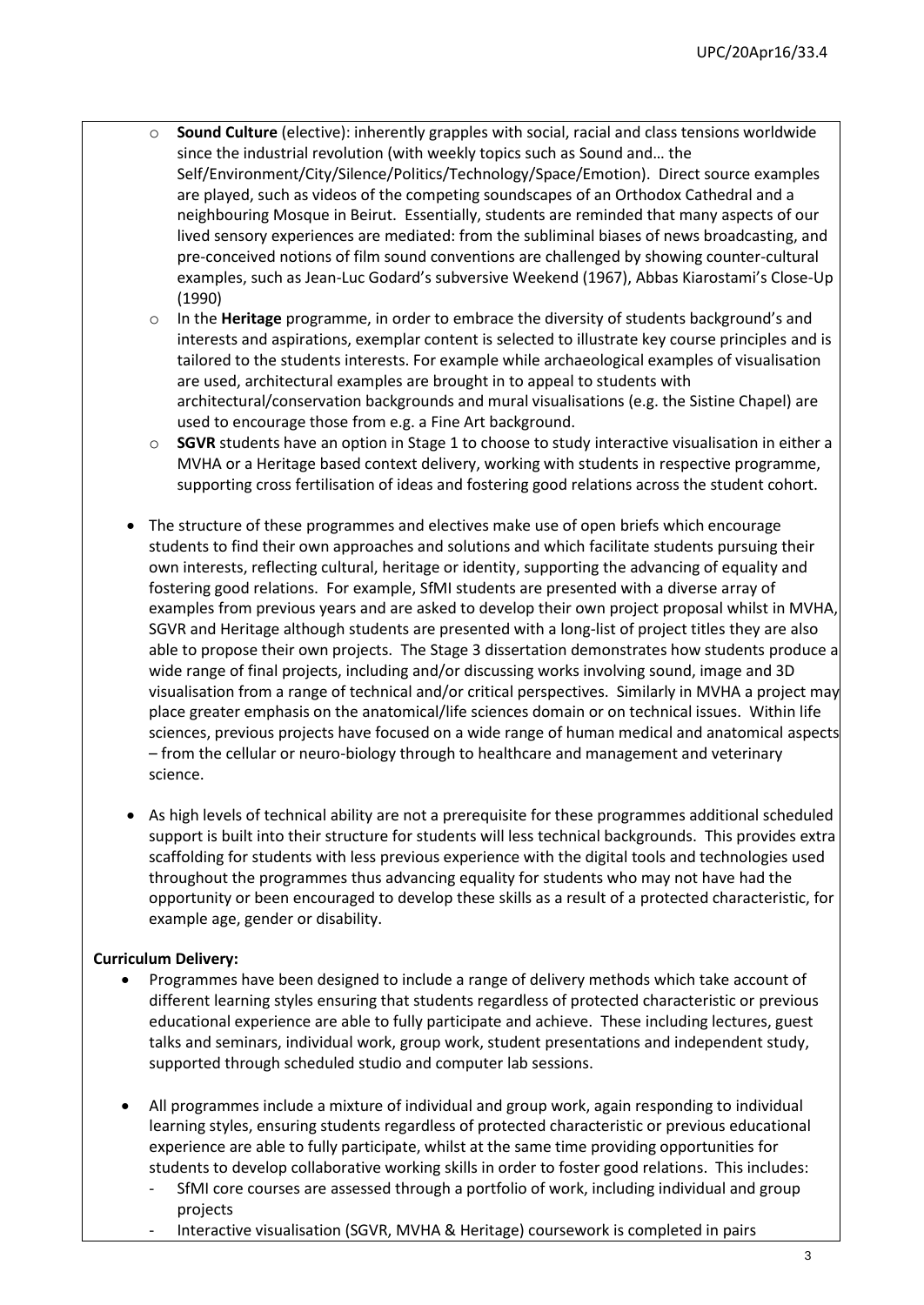- **Sound Culture** (elective): inherently grapples with social, racial and class tensions worldwide since the industrial revolution (with weekly topics such as Sound and… the Self/Environment/City/Silence/Politics/Technology/Space/Emotion). Direct source examples are played, such as videos of the competing soundscapes of an Orthodox Cathedral and a neighbouring Mosque in Beirut. Essentially, students are reminded that many aspects of our lived sensory experiences are mediated: from the subliminal biases of news broadcasting, and pre-conceived notions of film sound conventions are challenged by showing counter-cultural examples, such as Jean-Luc Godard's subversive Weekend (1967), Abbas Kiarostami's Close-Up (1990)
- In the **Heritage** programme, in order to embrace the diversity of students background's and interests and aspirations, exemplar content is selected to illustrate key course principles and is tailored to the students interests. For example while archaeological examples of visualisation are used, architectural examples are brought in to appeal to students with architectural/conservation backgrounds and mural visualisations (e.g. the Sistine Chapel) are used to encourage those from e.g. a Fine Art background.
- **SGVR** students have an option in Stage 1 to choose to study interactive visualisation in either a MVHA or a Heritage based context delivery, working with students in respective programme, supporting cross fertilisation of ideas and fostering good relations across the student cohort.

- The structure of these programmes and electives make use of open briefs which encourage students to find their own approaches and solutions and which facilitate students pursuing their own interests, reflecting cultural, heritage or identity, supporting the advancing of equality and fostering good relations. For example, SfMI students are presented with a diverse array of examples from previous years and are asked to develop their own project proposal whilst in MVHA, SGVR and Heritage although students are presented with a long-list of project titles they are also able to propose their own projects. The Stage 3 dissertation demonstrates how students produce a wide range of final projects, including and/or discussing works involving sound, image and 3D visualisation from a range of technical and/or critical perspectives. Similarly in MVHA a project may place greater emphasis on the anatomical/life sciences domain or on technical issues. Within life sciences, previous projects have focused on a wide range of human medical and anatomical aspects – from the cellular or neuro-biology through to healthcare and management and veterinary science.

- As high levels of technical ability are not a prerequisite for these programmes additional scheduled support is built into their structure for students will less technical backgrounds. This provides extra scaffolding for students with less previous experience with the digital tools and technologies used throughout the programmes thus advancing equality for students who may not have had the opportunity or been encouraged to develop these skills as a result of a protected characteristic, for example age, gender or disability.

**Curriculum Delivery:**

- Programmes have been designed to include a range of delivery methods which take account of different learning styles ensuring that students regardless of protected characteristic or previous educational experience are able to fully participate and achieve. These including lectures, guest talks and seminars, individual work, group work, student presentations and independent study, supported through scheduled studio and computer lab sessions.

- All programmes include a mixture of individual and group work, again responding to individual learning styles, ensuring students regardless of protected characteristic or previous educational experience are able to fully participate, whilst at the same time providing opportunities for students to develop collaborative working skills in order to foster good relations. This includes:
  - SfMI core courses are assessed through a portfolio of work, including individual and group projects
  - Interactive visualisation (SGVR, MVHA & Heritage) coursework is completed in pairs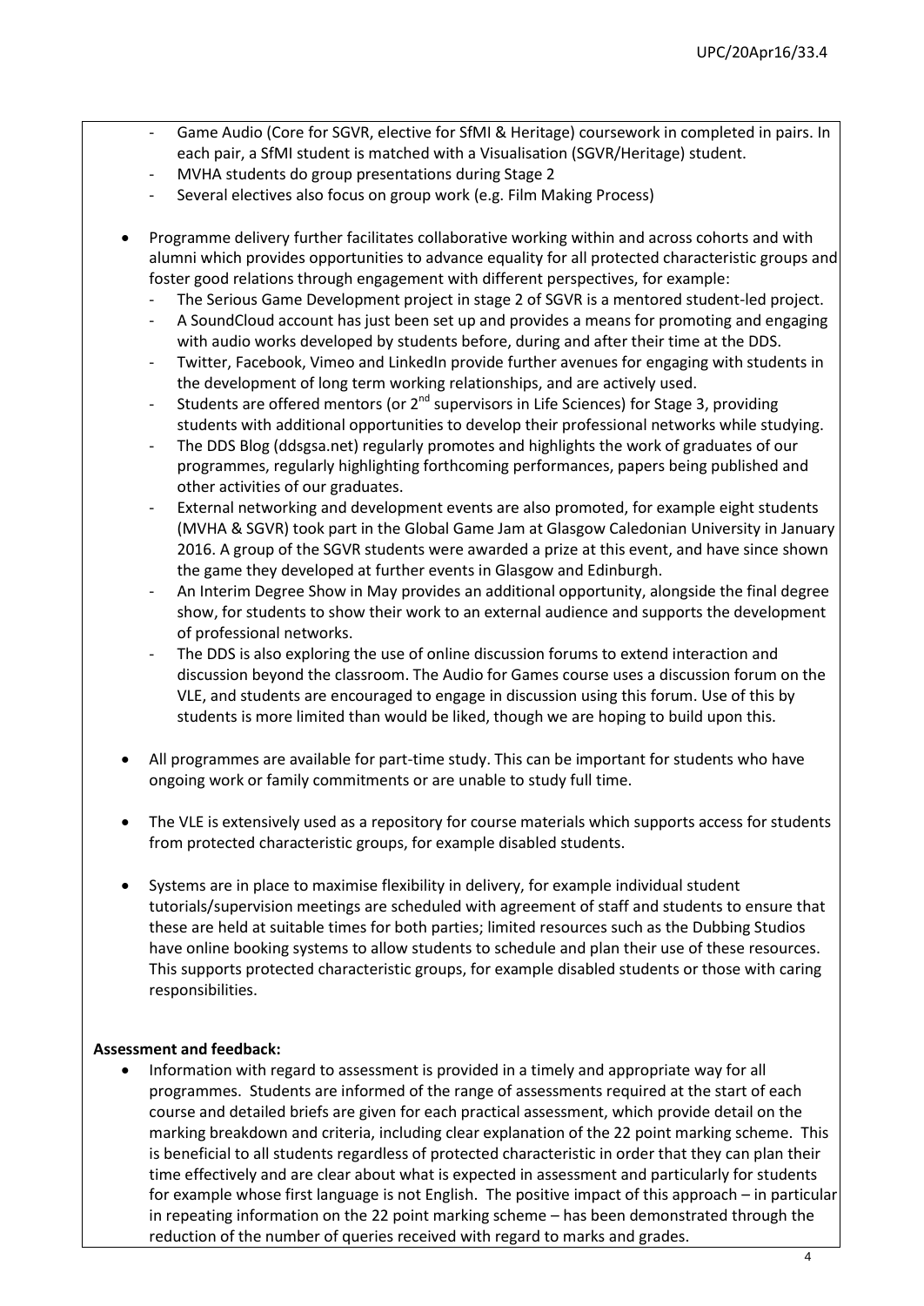- Game Audio (Core for SGVR, elective for SfMI & Heritage) coursework in completed in pairs. In each pair, a SfMI student is matched with a Visualisation (SGVR/Heritage) student.
- MVHA students do group presentations during Stage 2
- Several electives also focus on group work (e.g. Film Making Process)

- Programme delivery further facilitates collaborative working within and across cohorts and with alumni which provides opportunities to advance equality for all protected characteristic groups and foster good relations through engagement with different perspectives, for example:
  - The Serious Game Development project in stage 2 of SGVR is a mentored student-led project.
  - A SoundCloud account has just been set up and provides a means for promoting and engaging with audio works developed by students before, during and after their time at the DDS.
  - Twitter, Facebook, Vimeo and LinkedIn provide further avenues for engaging with students in the development of long term working relationships, and are actively used.
  - Students are offered mentors (or 2nd supervisors in Life Sciences) for Stage 3, providing students with additional opportunities to develop their professional networks while studying.
  - The DDS Blog (ddsgsa.net) regularly promotes and highlights the work of graduates of our programmes, regularly highlighting forthcoming performances, papers being published and other activities of our graduates.
  - External networking and development events are also promoted, for example eight students (MVHA & SGVR) took part in the Global Game Jam at Glasgow Caledonian University in January 2016. A group of the SGVR students were awarded a prize at this event, and have since shown the game they developed at further events in Glasgow and Edinburgh.
  - An Interim Degree Show in May provides an additional opportunity, alongside the final degree show, for students to show their work to an external audience and supports the development of professional networks.
  - The DDS is also exploring the use of online discussion forums to extend interaction and discussion beyond the classroom. The Audio for Games course uses a discussion forum on the VLE, and students are encouraged to engage in discussion using this forum. Use of this by students is more limited than would be liked, though we are hoping to build upon this.

- All programmes are available for part-time study. This can be important for students who have ongoing work or family commitments or are unable to study full time.

- The VLE is extensively used as a repository for course materials which supports access for students from protected characteristic groups, for example disabled students.

- Systems are in place to maximise flexibility in delivery, for example individual student tutorials/supervision meetings are scheduled with agreement of staff and students to ensure that these are held at suitable times for both parties; limited resources such as the Dubbing Studios have online booking systems to allow students to schedule and plan their use of these resources. This supports protected characteristic groups, for example disabled students or those with caring responsibilities.

**Assessment and feedback:**

- Information with regard to assessment is provided in a timely and appropriate way for all programmes. Students are informed of the range of assessments required at the start of each course and detailed briefs are given for each practical assessment, which provide detail on the marking breakdown and criteria, including clear explanation of the 22 point marking scheme. This is beneficial to all students regardless of protected characteristic in order that they can plan their time effectively and are clear about what is expected in assessment and particularly for students for example whose first language is not English. The positive impact of this approach – in particular in repeating information on the 22 point marking scheme – has been demonstrated through the reduction of the number of queries received with regard to marks and grades.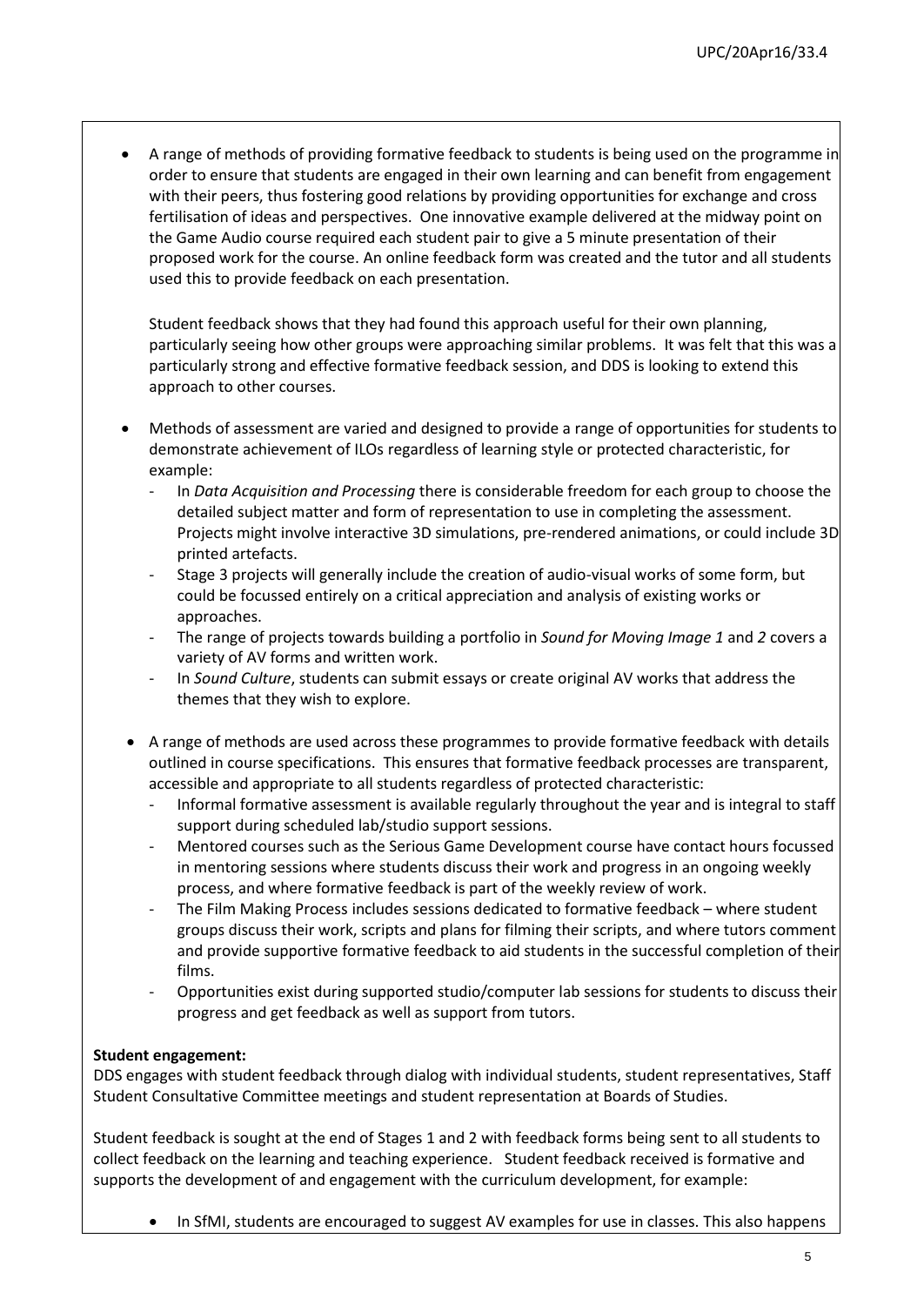- A range of methods of providing formative feedback to students is being used on the programme in order to ensure that students are engaged in their own learning and can benefit from engagement with their peers, thus fostering good relations by providing opportunities for exchange and cross fertilisation of ideas and perspectives. One innovative example delivered at the midway point on the Game Audio course required each student pair to give a 5 minute presentation of their proposed work for the course. An online feedback form was created and the tutor and all students used this to provide feedback on each presentation.

  Student feedback shows that they had found this approach useful for their own planning, particularly seeing how other groups were approaching similar problems. It was felt that this was a particularly strong and effective formative feedback session, and DDS is looking to extend this approach to other courses.

- Methods of assessment are varied and designed to provide a range of opportunities for students to demonstrate achievement of ILOs regardless of learning style or protected characteristic, for example:
  - In *Data Acquisition and Processing* there is considerable freedom for each group to choose the detailed subject matter and form of representation to use in completing the assessment. Projects might involve interactive 3D simulations, pre-rendered animations, or could include 3D printed artefacts.
  - Stage 3 projects will generally include the creation of audio-visual works of some form, but could be focussed entirely on a critical appreciation and analysis of existing works or approaches.
  - The range of projects towards building a portfolio in *Sound for Moving Image 1* and *2* covers a variety of AV forms and written work.
  - In *Sound Culture*, students can submit essays or create original AV works that address the themes that they wish to explore.

- A range of methods are used across these programmes to provide formative feedback with details outlined in course specifications. This ensures that formative feedback processes are transparent, accessible and appropriate to all students regardless of protected characteristic:
  - Informal formative assessment is available regularly throughout the year and is integral to staff support during scheduled lab/studio support sessions.
  - Mentored courses such as the Serious Game Development course have contact hours focussed in mentoring sessions where students discuss their work and progress in an ongoing weekly process, and where formative feedback is part of the weekly review of work.
  - The Film Making Process includes sessions dedicated to formative feedback – where student groups discuss their work, scripts and plans for filming their scripts, and where tutors comment and provide supportive formative feedback to aid students in the successful completion of their films.
  - Opportunities exist during supported studio/computer lab sessions for students to discuss their progress and get feedback as well as support from tutors.

**Student engagement:**

DDS engages with student feedback through dialog with individual students, student representatives, Staff Student Consultative Committee meetings and student representation at Boards of Studies.

Student feedback is sought at the end of Stages 1 and 2 with feedback forms being sent to all students to collect feedback on the learning and teaching experience. Student feedback received is formative and supports the development of and engagement with the curriculum development, for example:

- In SfMI, students are encouraged to suggest AV examples for use in classes. This also happens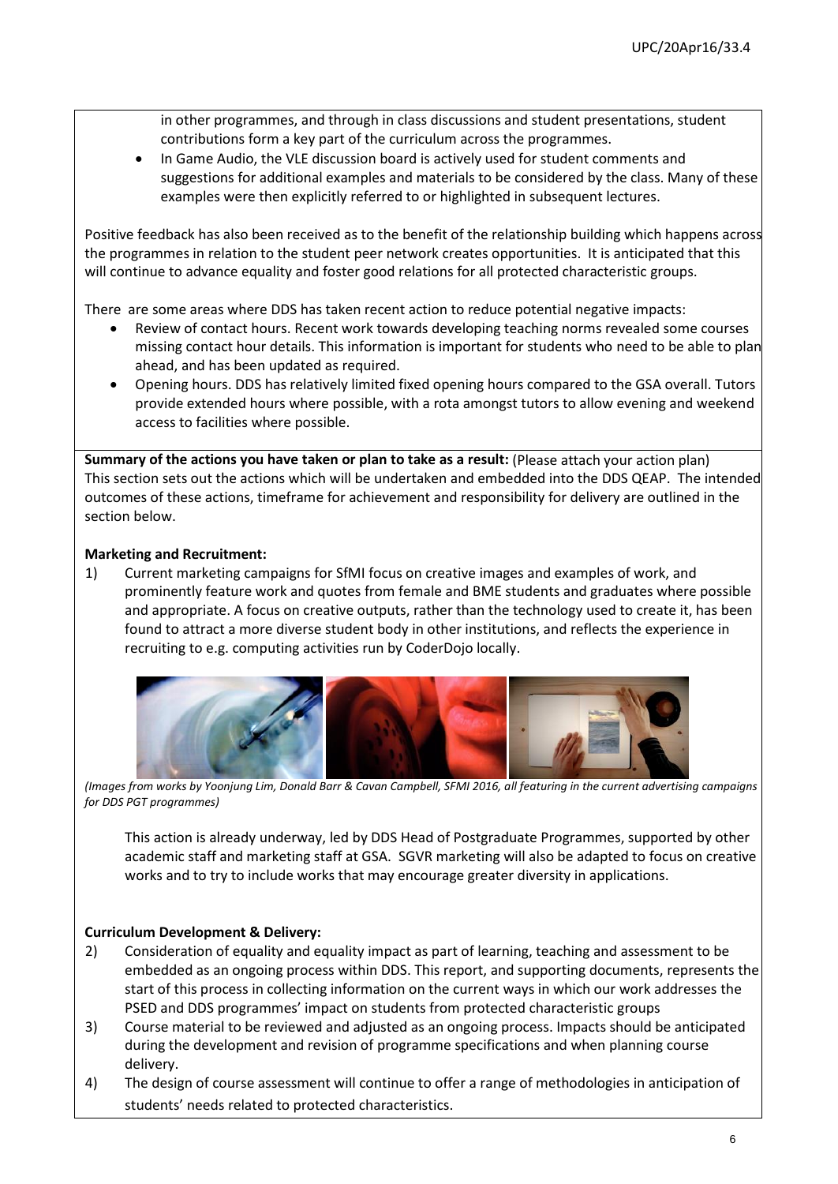in other programmes, and through in class discussions and student presentations, student contributions form a key part of the curriculum across the programmes.

- In Game Audio, the VLE discussion board is actively used for student comments and suggestions for additional examples and materials to be considered by the class. Many of these examples were then explicitly referred to or highlighted in subsequent lectures.

Positive feedback has also been received as to the benefit of the relationship building which happens across the programmes in relation to the student peer network creates opportunities. It is anticipated that this will continue to advance equality and foster good relations for all protected characteristic groups.

There are some areas where DDS has taken recent action to reduce potential negative impacts:

- Review of contact hours. Recent work towards developing teaching norms revealed some courses missing contact hour details. This information is important for students who need to be able to plan ahead, and has been updated as required.
- Opening hours. DDS has relatively limited fixed opening hours compared to the GSA overall. Tutors provide extended hours where possible, with a rota amongst tutors to allow evening and weekend access to facilities where possible.

**Summary of the actions you have taken or plan to take as a result:** (Please attach your action plan)
This section sets out the actions which will be undertaken and embedded into the DDS QEAP. The intended outcomes of these actions, timeframe for achievement and responsibility for delivery are outlined in the section below.

**Marketing and Recruitment:**

1) Current marketing campaigns for SfMI focus on creative images and examples of work, and prominently feature work and quotes from female and BME students and graduates where possible and appropriate. A focus on creative outputs, rather than the technology used to create it, has been found to attract a more diverse student body in other institutions, and reflects the experience in recruiting to e.g. computing activities run by CoderDojo locally.

*(Images from works by Yoonjung Lim, Donald Barr & Cavan Campbell, SFMI 2016, all featuring in the current advertising campaigns for DDS PGT programmes)*

This action is already underway, led by DDS Head of Postgraduate Programmes, supported by other academic staff and marketing staff at GSA. SGVR marketing will also be adapted to focus on creative works and to try to include works that may encourage greater diversity in applications.

**Curriculum Development & Delivery:**

2) Consideration of equality and equality impact as part of learning, teaching and assessment to be embedded as an ongoing process within DDS. This report, and supporting documents, represents the start of this process in collecting information on the current ways in which our work addresses the PSED and DDS programmes' impact on students from protected characteristic groups

3) Course material to be reviewed and adjusted as an ongoing process. Impacts should be anticipated during the development and revision of programme specifications and when planning course delivery.

4) The design of course assessment will continue to offer a range of methodologies in anticipation of students' needs related to protected characteristics.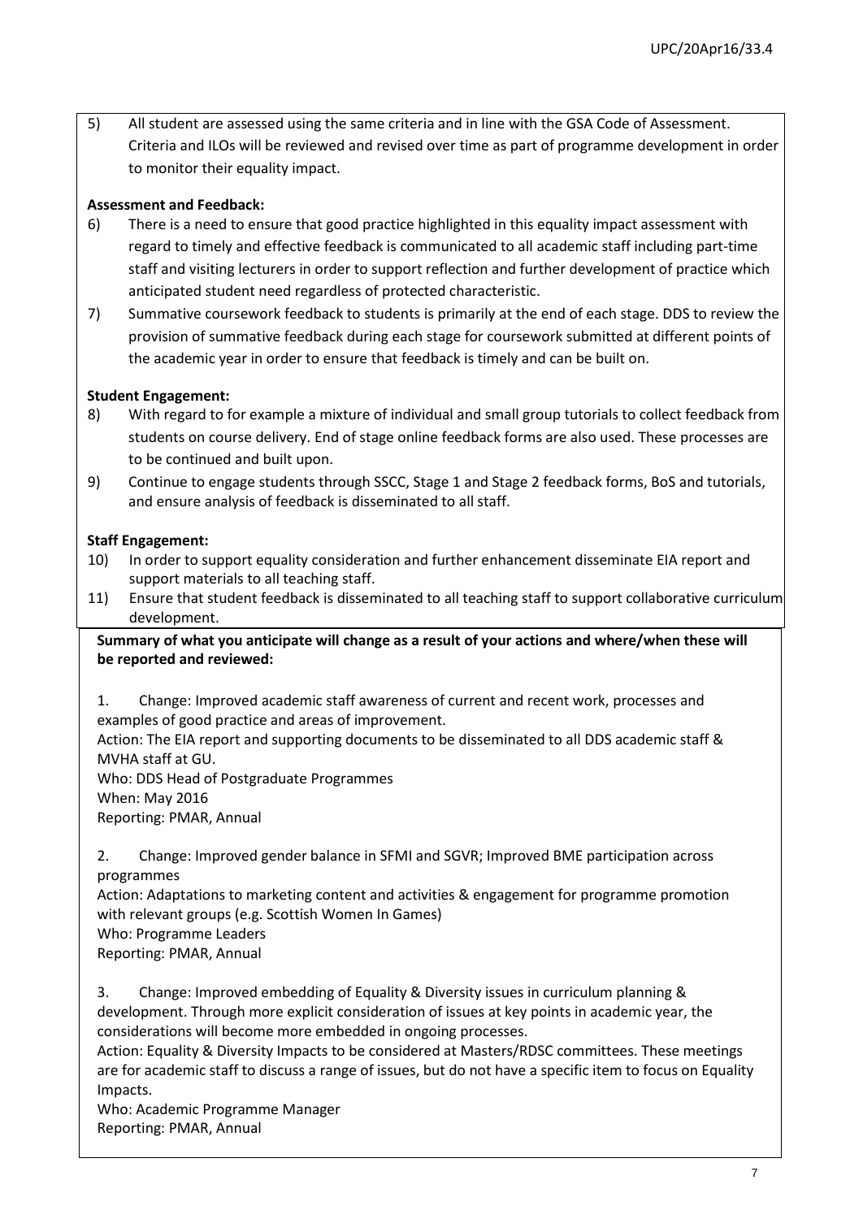5) All student are assessed using the same criteria and in line with the GSA Code of Assessment. Criteria and ILOs will be reviewed and revised over time as part of programme development in order to monitor their equality impact.

**Assessment and Feedback:**

6) There is a need to ensure that good practice highlighted in this equality impact assessment with regard to timely and effective feedback is communicated to all academic staff including part-time staff and visiting lecturers in order to support reflection and further development of practice which anticipated student need regardless of protected characteristic.

7) Summative coursework feedback to students is primarily at the end of each stage. DDS to review the provision of summative feedback during each stage for coursework submitted at different points of the academic year in order to ensure that feedback is timely and can be built on.

**Student Engagement:**

8) With regard to for example a mixture of individual and small group tutorials to collect feedback from students on course delivery. End of stage online feedback forms are also used. These processes are to be continued and built upon.

9) Continue to engage students through SSCC, Stage 1 and Stage 2 feedback forms, BoS and tutorials, and ensure analysis of feedback is disseminated to all staff.

**Staff Engagement:**

10) In order to support equality consideration and further enhancement disseminate EIA report and support materials to all teaching staff.

11) Ensure that student feedback is disseminated to all teaching staff to support collaborative curriculum development.

**Summary of what you anticipate will change as a result of your actions and where/when these will be reported and reviewed:**

1. Change: Improved academic staff awareness of current and recent work, processes and examples of good practice and areas of improvement.
Action: The EIA report and supporting documents to be disseminated to all DDS academic staff & MVHA staff at GU.
Who: DDS Head of Postgraduate Programmes
When: May 2016
Reporting: PMAR, Annual

2. Change: Improved gender balance in SFMI and SGVR; Improved BME participation across programmes
Action: Adaptations to marketing content and activities & engagement for programme promotion with relevant groups (e.g. Scottish Women In Games)
Who: Programme Leaders
Reporting: PMAR, Annual

3. Change: Improved embedding of Equality & Diversity issues in curriculum planning & development. Through more explicit consideration of issues at key points in academic year, the considerations will become more embedded in ongoing processes.
Action: Equality & Diversity Impacts to be considered at Masters/RDSC committees. These meetings are for academic staff to discuss a range of issues, but do not have a specific item to focus on Equality Impacts.
Who: Academic Programme Manager
Reporting: PMAR, Annual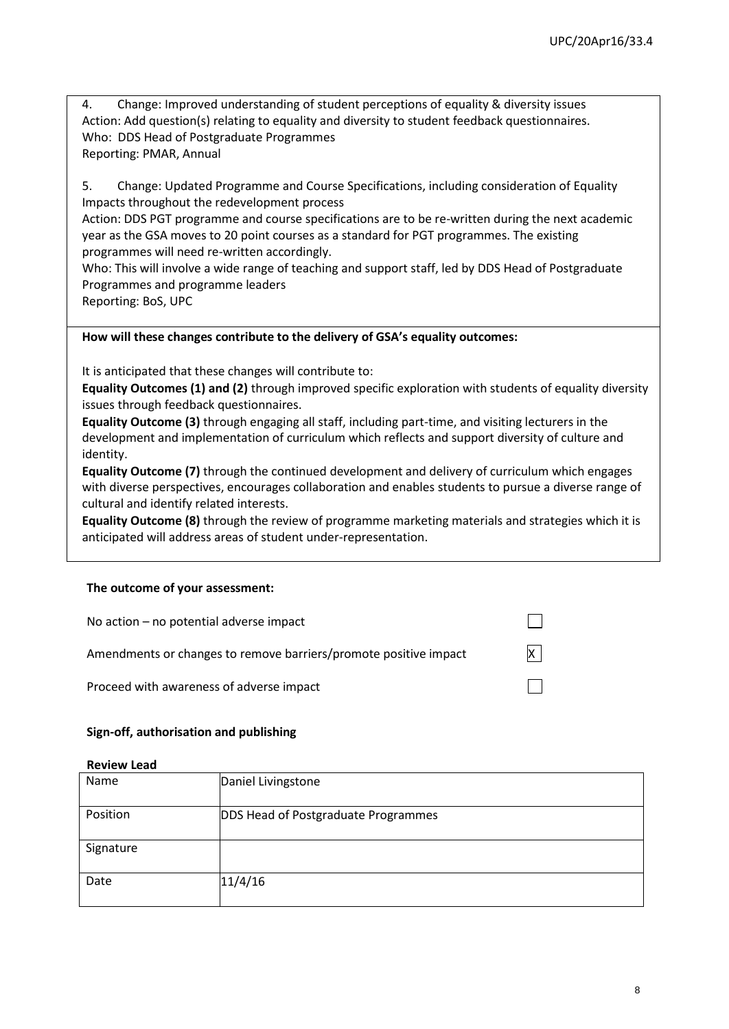4. Change: Improved understanding of student perceptions of equality & diversity issues
Action: Add question(s) relating to equality and diversity to student feedback questionnaires.
Who: DDS Head of Postgraduate Programmes
Reporting: PMAR, Annual

5. Change: Updated Programme and Course Specifications, including consideration of Equality Impacts throughout the redevelopment process
Action: DDS PGT programme and course specifications are to be re-written during the next academic year as the GSA moves to 20 point courses as a standard for PGT programmes. The existing programmes will need re-written accordingly.
Who: This will involve a wide range of teaching and support staff, led by DDS Head of Postgraduate Programmes and programme leaders
Reporting: BoS, UPC

**How will these changes contribute to the delivery of GSA's equality outcomes:**

It is anticipated that these changes will contribute to:

**Equality Outcomes (1) and (2)** through improved specific exploration with students of equality diversity issues through feedback questionnaires.

**Equality Outcome (3)** through engaging all staff, including part-time, and visiting lecturers in the development and implementation of curriculum which reflects and support diversity of culture and identity.

**Equality Outcome (7)** through the continued development and delivery of curriculum which engages with diverse perspectives, encourages collaboration and enables students to pursue a diverse range of cultural and identify related interests.

**Equality Outcome (8)** through the review of programme marketing materials and strategies which it is anticipated will address areas of student under-representation.

**The outcome of your assessment:**

| | |
|---|---|
| No action – no potential adverse impact | ☐ |
| Amendments or changes to remove barriers/promote positive impact | X |
| Proceed with awareness of adverse impact | ☐ |

**Sign-off, authorisation and publishing**

**Review Lead**

| | |
|---|---|
| Name | Daniel Livingstone |
| Position | DDS Head of Postgraduate Programmes |
| Signature | |
| Date | 11/4/16 |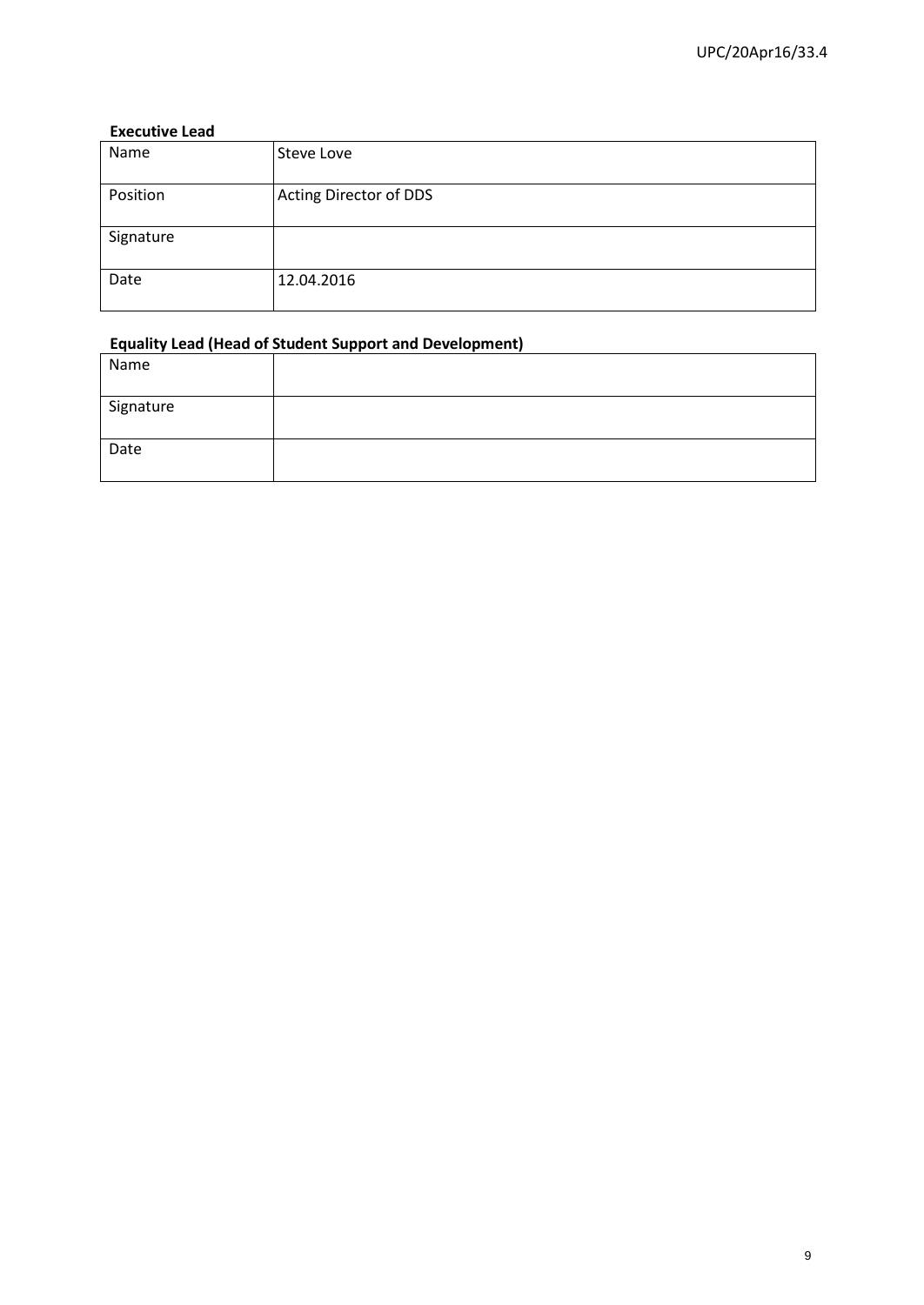**Executive Lead**

| | |
|---|---|
| Name | Steve Love |
| Position | Acting Director of DDS |
| Signature | |
| Date | 12.04.2016 |

**Equality Lead (Head of Student Support and Development)**

| | |
|---|---|
| Name | |
| Signature | |
| Date | |